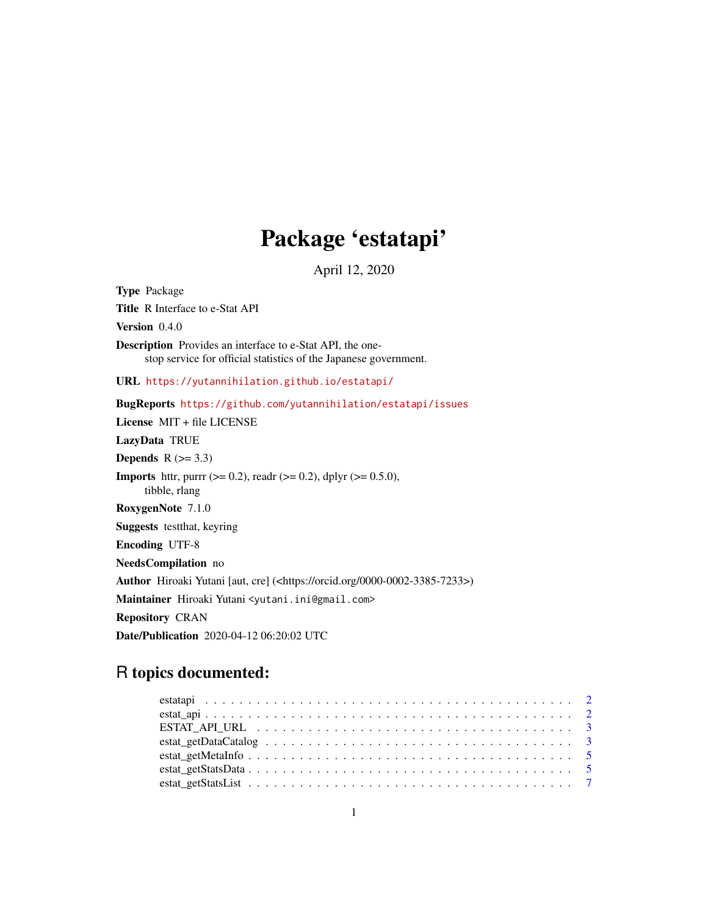# Package 'estatapi'

April 12, 2020

**Type** Package

**Title** R Interface to e-Stat API

**Version** 0.4.0

**Description** Provides an interface to e-Stat API, the one-stop service for official statistics of the Japanese government.

**URL** https://yutannihilation.github.io/estatapi/

**BugReports** https://github.com/yutannihilation/estatapi/issues

**License** MIT + file LICENSE

**LazyData** TRUE

**Depends** R (>= 3.3)

**Imports** httr, purrr (>= 0.2), readr (>= 0.2), dplyr (>= 0.5.0), tibble, rlang

**RoxygenNote** 7.1.0

**Suggests** testthat, keyring

**Encoding** UTF-8

**NeedsCompilation** no

**Author** Hiroaki Yutani [aut, cre] (<https://orcid.org/0000-0002-3385-7233>)

**Maintainer** Hiroaki Yutani <yutani.ini@gmail.com>

**Repository** CRAN

**Date/Publication** 2020-04-12 06:20:02 UTC

## R topics documented:

- estatapi . . . . . . . . . . . . . . . . . . . . . . . . . . . . . . . . . . . . . . . . . . 2
- estat_api . . . . . . . . . . . . . . . . . . . . . . . . . . . . . . . . . . . . . . . . . . 2
- ESTAT_API_URL . . . . . . . . . . . . . . . . . . . . . . . . . . . . . . . . . . . . . 3
- estat_getDataCatalog . . . . . . . . . . . . . . . . . . . . . . . . . . . . . . . . . . . 3
- estat_getMetaInfo . . . . . . . . . . . . . . . . . . . . . . . . . . . . . . . . . . . . 5
- estat_getStatsData . . . . . . . . . . . . . . . . . . . . . . . . . . . . . . . . . . . . 5
- estat_getStatsList . . . . . . . . . . . . . . . . . . . . . . . . . . . . . . . . . . . . 7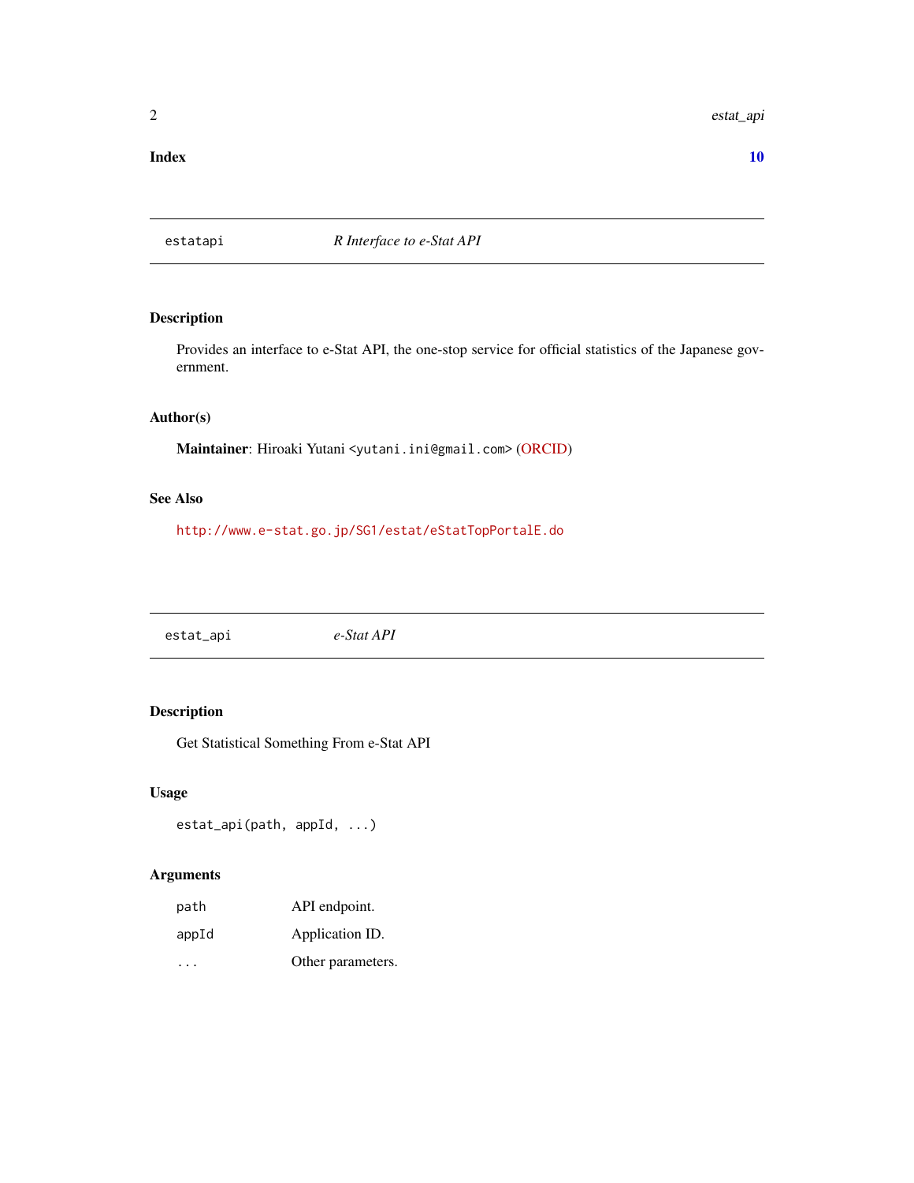**Index** **10**

## estatapi — *R Interface to e-Stat API*

### Description

Provides an interface to e-Stat API, the one-stop service for official statistics of the Japanese government.

### Author(s)

**Maintainer**: Hiroaki Yutani <yutani.ini@gmail.com> (ORCID)

### See Also

http://www.e-stat.go.jp/SG1/estat/eStatTopPortalE.do

## estat_api — *e-Stat API*

### Description

Get Statistical Something From e-Stat API

### Usage

```
estat_api(path, appId, ...)
```

### Arguments

| | |
|---|---|
| path | API endpoint. |
| appId | Application ID. |
| ... | Other parameters. |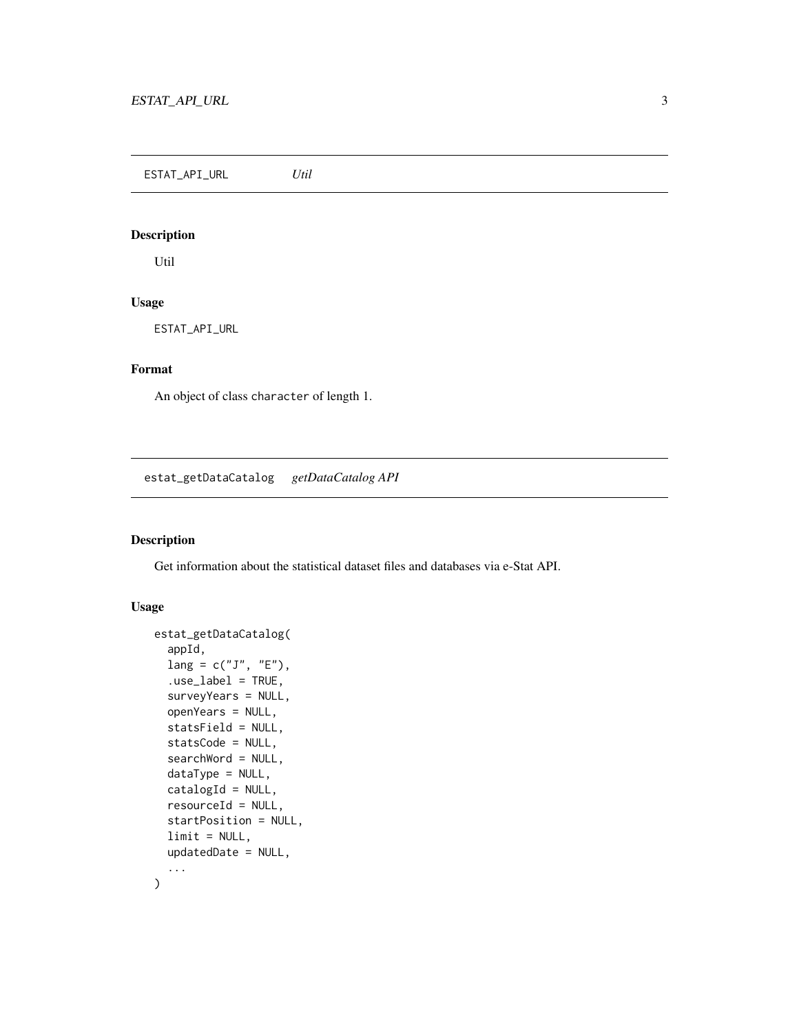## ESTAT_API_URL *Util*

### Description

Util

### Usage

```
ESTAT_API_URL
```

### Format

An object of class `character` of length 1.

## estat_getDataCatalog *getDataCatalog API*

### Description

Get information about the statistical dataset files and databases via e-Stat API.

### Usage

```
estat_getDataCatalog(
  appId,
  lang = c("J", "E"),
  .use_label = TRUE,
  surveyYears = NULL,
  openYears = NULL,
  statsField = NULL,
  statsCode = NULL,
  searchWord = NULL,
  dataType = NULL,
  catalogId = NULL,
  resourceId = NULL,
  startPosition = NULL,
  limit = NULL,
  updatedDate = NULL,
  ...
)
```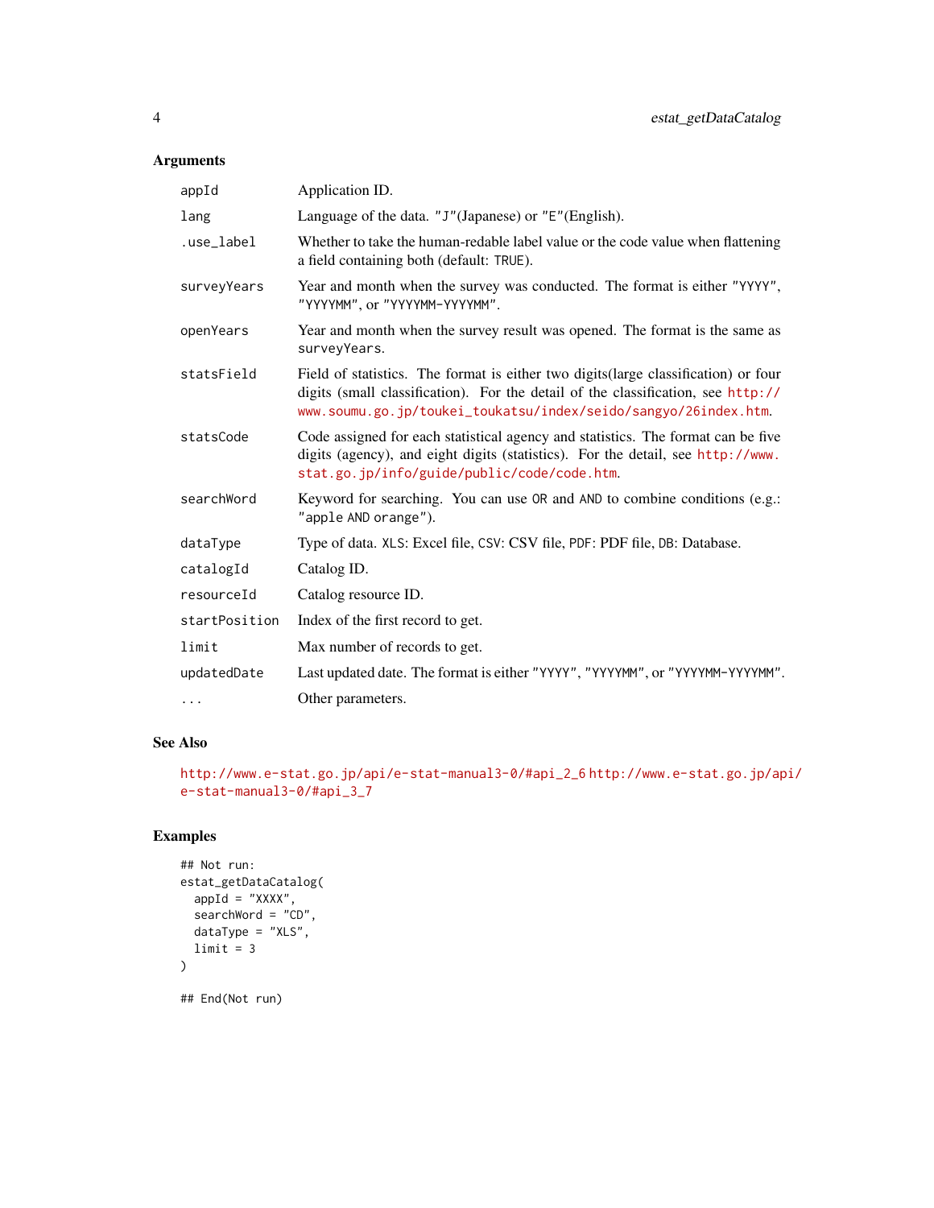## Arguments

| | |
|---|---|
| `appId` | Application ID. |
| `lang` | Language of the data. `"J"`(Japanese) or `"E"`(English). |
| `.use_label` | Whether to take the human-redable label value or the code value when flattening a field containing both (default: `TRUE`). |
| `surveyYears` | Year and month when the survey was conducted. The format is either `"YYYY"`, `"YYYYMM"`, or `"YYYYMM-YYYYMM"`. |
| `openYears` | Year and month when the survey result was opened. The format is the same as `surveyYears`. |
| `statsField` | Field of statistics. The format is either two digits(large classification) or four digits (small classification). For the detail of the classification, see http://www.soumu.go.jp/toukei_toukatsu/index/seido/sangyo/26index.htm. |
| `statsCode` | Code assigned for each statistical agency and statistics. The format can be five digits (agency), and eight digits (statistics). For the detail, see http://www.stat.go.jp/info/guide/public/code/code.htm. |
| `searchWord` | Keyword for searching. You can use `OR` and `AND` to combine conditions (e.g.: `"apple AND orange"`). |
| `dataType` | Type of data. `XLS`: Excel file, `CSV`: CSV file, `PDF`: PDF file, `DB`: Database. |
| `catalogId` | Catalog ID. |
| `resourceId` | Catalog resource ID. |
| `startPosition` | Index of the first record to get. |
| `limit` | Max number of records to get. |
| `updatedDate` | Last updated date. The format is either `"YYYY"`, `"YYYYMM"`, or `"YYYYMM-YYYYMM"`. |
| `...` | Other parameters. |

## See Also

http://www.e-stat.go.jp/api/e-stat-manual3-0/#api_2_6 http://www.e-stat.go.jp/api/e-stat-manual3-0/#api_3_7

## Examples

```
## Not run:
estat_getDataCatalog(
  appId = "XXXX",
  searchWord = "CD",
  dataType = "XLS",
  limit = 3
)

## End(Not run)
```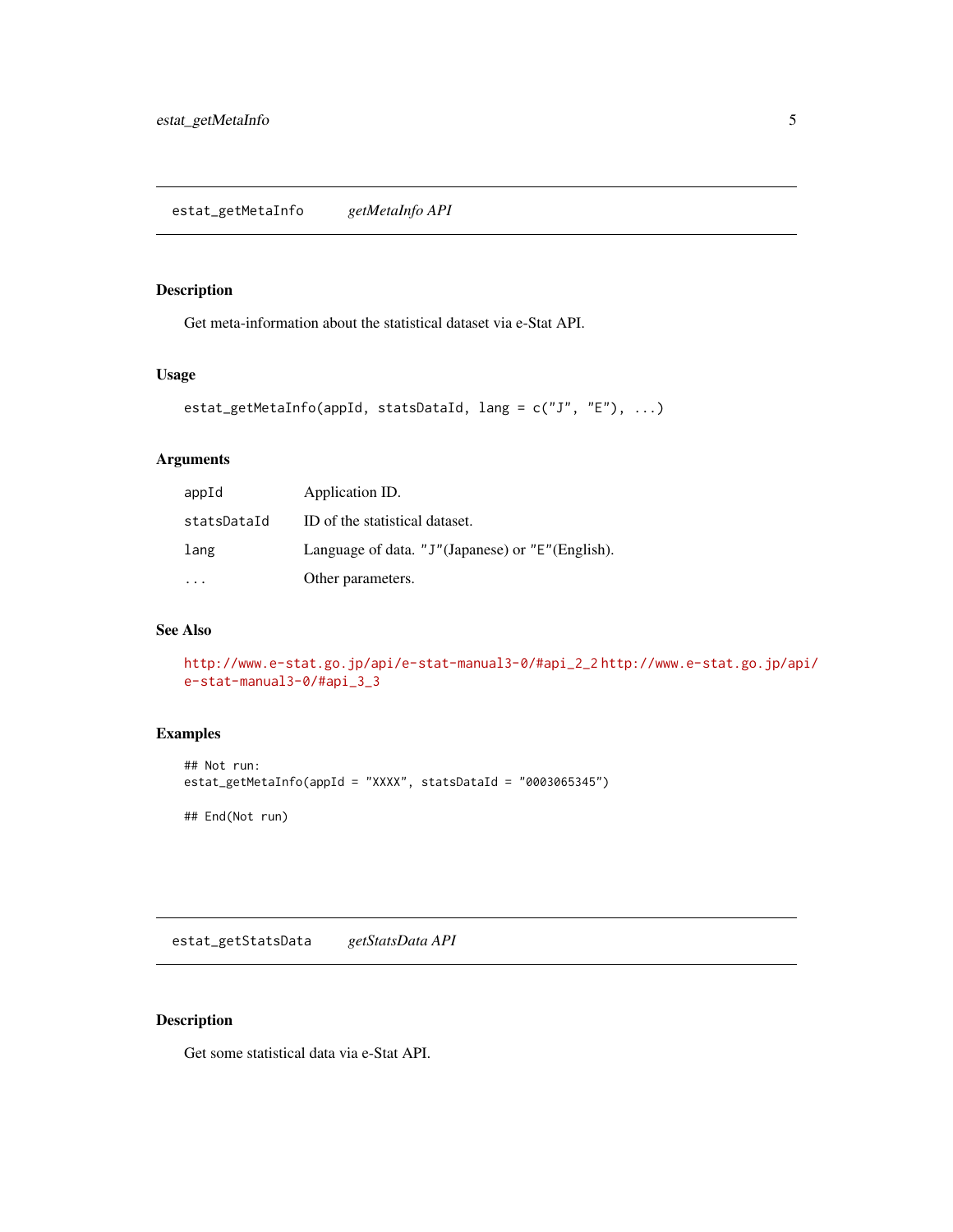## estat_getMetaInfo *getMetaInfo API*

### Description

Get meta-information about the statistical dataset via e-Stat API.

### Usage

```
estat_getMetaInfo(appId, statsDataId, lang = c("J", "E"), ...)
```

### Arguments

| | |
|---|---|
| appId | Application ID. |
| statsDataId | ID of the statistical dataset. |
| lang | Language of data. "J"(Japanese) or "E"(English). |
| ... | Other parameters. |

### See Also

http://www.e-stat.go.jp/api/e-stat-manual3-0/#api_2_2 http://www.e-stat.go.jp/api/e-stat-manual3-0/#api_3_3

### Examples

```
## Not run:
estat_getMetaInfo(appId = "XXXX", statsDataId = "0003065345")

## End(Not run)
```

## estat_getStatsData *getStatsData API*

### Description

Get some statistical data via e-Stat API.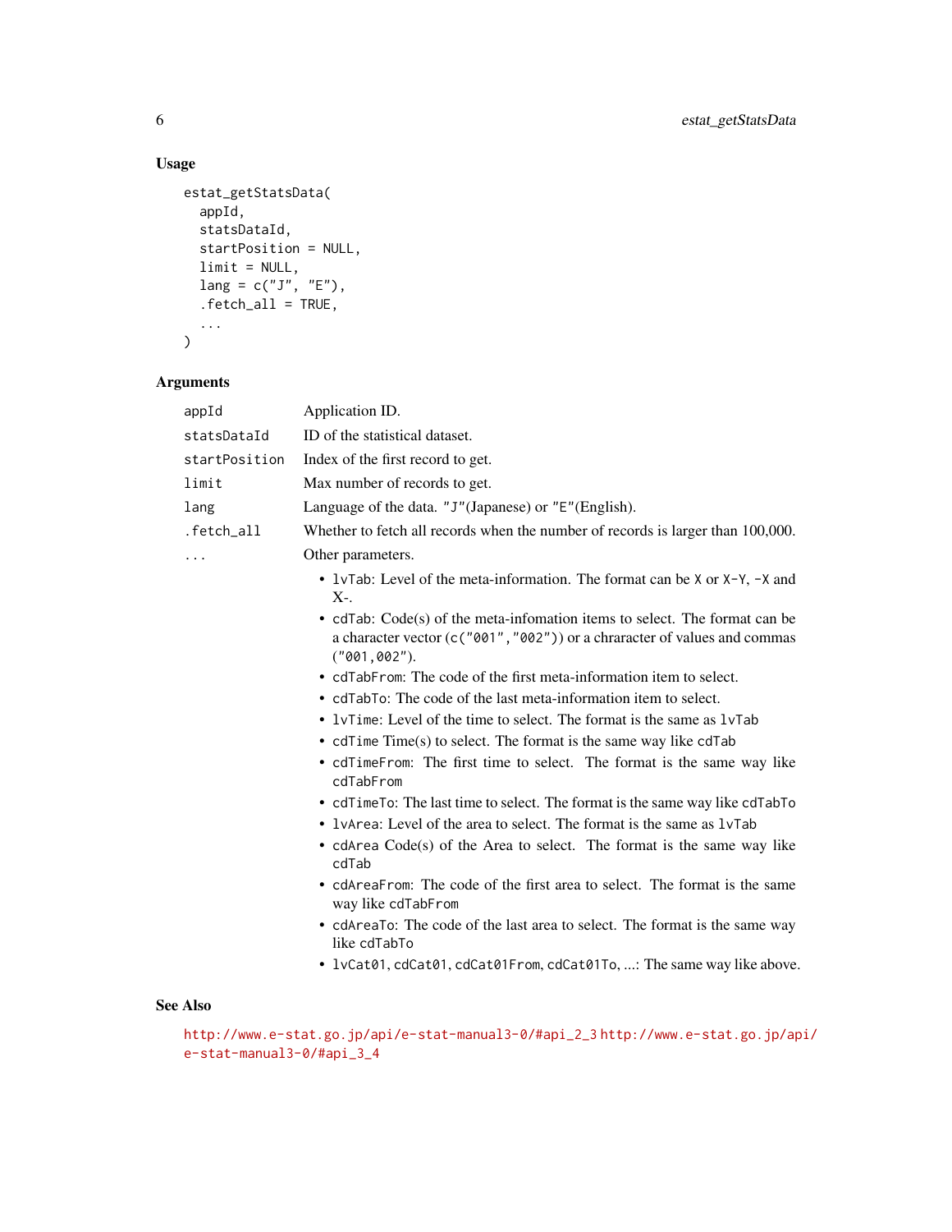## Usage

```
estat_getStatsData(
  appId,
  statsDataId,
  startPosition = NULL,
  limit = NULL,
  lang = c("J", "E"),
  .fetch_all = TRUE,
  ...
)
```

## Arguments

| | |
|---|---|
| `appId` | Application ID. |
| `statsDataId` | ID of the statistical dataset. |
| `startPosition` | Index of the first record to get. |
| `limit` | Max number of records to get. |
| `lang` | Language of the data. `"J"`(Japanese) or `"E"`(English). |
| `.fetch_all` | Whether to fetch all records when the number of records is larger than 100,000. |
| `...` | Other parameters. |

- `lvTab`: Level of the meta-information. The format can be `X` or `X-Y`, `-X` and `X-`.
- `cdTab`: Code(s) of the meta-infomation items to select. The format can be a character vector (`c("001","002")`) or a chracter of values and commas (`"001,002"`).
- `cdTabFrom`: The code of the first meta-information item to select.
- `cdTabTo`: The code of the last meta-information item to select.
- `lvTime`: Level of the time to select. The format is the same as `lvTab`
- `cdTime` Time(s) to select. The format is the same way like `cdTab`
- `cdTimeFrom`: The first time to select. The format is the same way like `cdTabFrom`
- `cdTimeTo`: The last time to select. The format is the same way like `cdTabTo`
- `lvArea`: Level of the area to select. The format is the same as `lvTab`
- `cdArea` Code(s) of the Area to select. The format is the same way like `cdTab`
- `cdAreaFrom`: The code of the first area to select. The format is the same way like `cdTabFrom`
- `cdAreaTo`: The code of the last area to select. The format is the same way like `cdTabTo`
- `lvCat01`, `cdCat01`, `cdCat01From`, `cdCat01To`, ...: The same way like above.

## See Also

http://www.e-stat.go.jp/api/e-stat-manual3-0/#api_2_3 http://www.e-stat.go.jp/api/e-stat-manual3-0/#api_3_4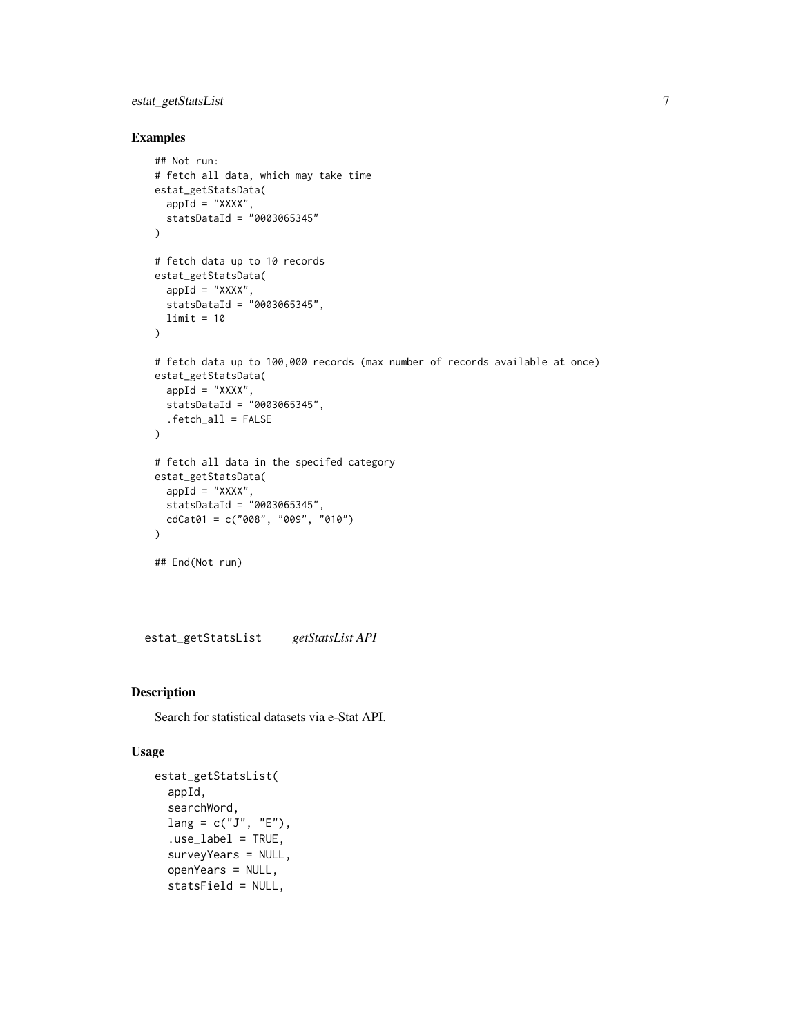## Examples

```
## Not run:
# fetch all data, which may take time
estat_getStatsData(
  appId = "XXXX",
  statsDataId = "0003065345"
)

# fetch data up to 10 records
estat_getStatsData(
  appId = "XXXX",
  statsDataId = "0003065345",
  limit = 10
)

# fetch data up to 100,000 records (max number of records available at once)
estat_getStatsData(
  appId = "XXXX",
  statsDataId = "0003065345",
  .fetch_all = FALSE
)

# fetch all data in the specifed category
estat_getStatsData(
  appId = "XXXX",
  statsDataId = "0003065345",
  cdCat01 = c("008", "009", "010")
)

## End(Not run)
```

---

# estat_getStatsList    *getStatsList API*

---

## Description

Search for statistical datasets via e-Stat API.

## Usage

```
estat_getStatsList(
  appId,
  searchWord,
  lang = c("J", "E"),
  .use_label = TRUE,
  surveyYears = NULL,
  openYears = NULL,
  statsField = NULL,
```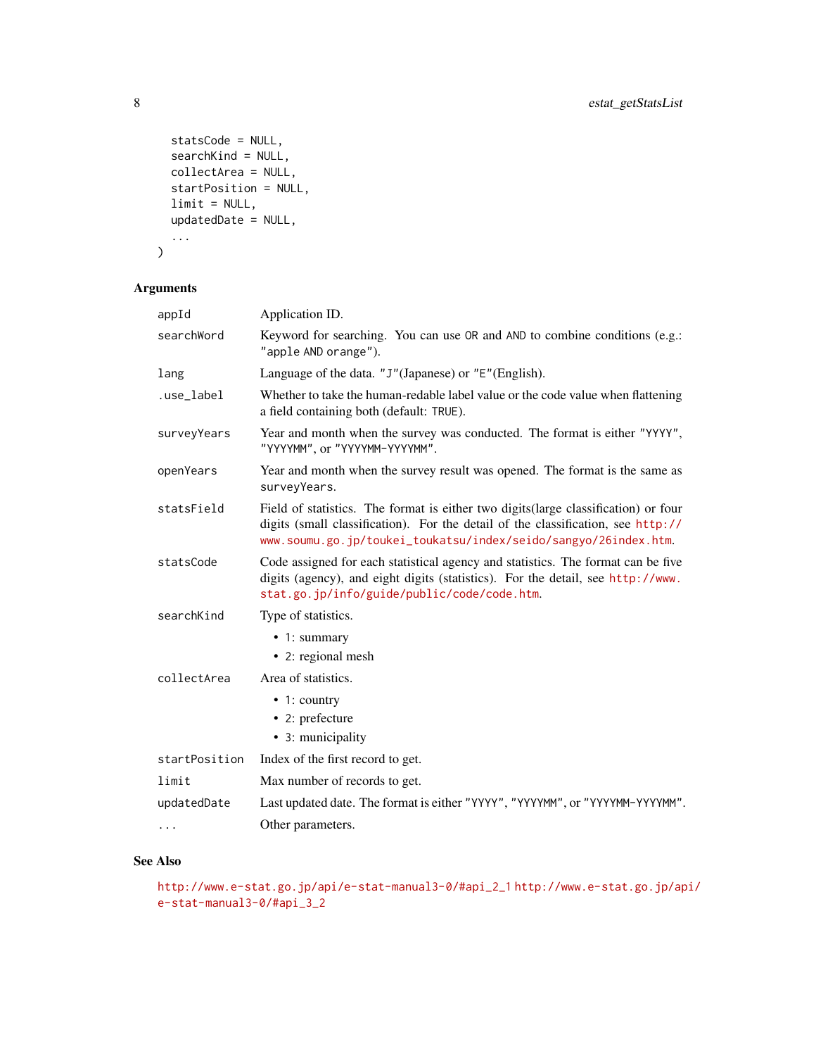```
  statsCode = NULL,
  searchKind = NULL,
  collectArea = NULL,
  startPosition = NULL,
  limit = NULL,
  updatedDate = NULL,
  ...
)
```

## Arguments

| | |
|---|---|
| appId | Application ID. |
| searchWord | Keyword for searching. You can use OR and AND to combine conditions (e.g.: "apple AND orange"). |
| lang | Language of the data. "J"(Japanese) or "E"(English). |
| .use_label | Whether to take the human-redable label value or the code value when flattening a field containing both (default: TRUE). |
| surveyYears | Year and month when the survey was conducted. The format is either "YYYY", "YYYYMM", or "YYYYMM-YYYYMM". |
| openYears | Year and month when the survey result was opened. The format is the same as surveyYears. |
| statsField | Field of statistics. The format is either two digits(large classification) or four digits (small classification). For the detail of the classification, see http://www.soumu.go.jp/toukei_toukatsu/index/seido/sangyo/26index.htm. |
| statsCode | Code assigned for each statistical agency and statistics. The format can be five digits (agency), and eight digits (statistics). For the detail, see http://www.stat.go.jp/info/guide/public/code/code.htm. |
| searchKind | Type of statistics.<br>• 1: summary<br>• 2: regional mesh |
| collectArea | Area of statistics.<br>• 1: country<br>• 2: prefecture<br>• 3: municipality |
| startPosition | Index of the first record to get. |
| limit | Max number of records to get. |
| updatedDate | Last updated date. The format is either "YYYY", "YYYYMM", or "YYYYMM-YYYYMM". |
| ... | Other parameters. |

## See Also

http://www.e-stat.go.jp/api/e-stat-manual3-0/#api_2_1 http://www.e-stat.go.jp/api/e-stat-manual3-0/#api_3_2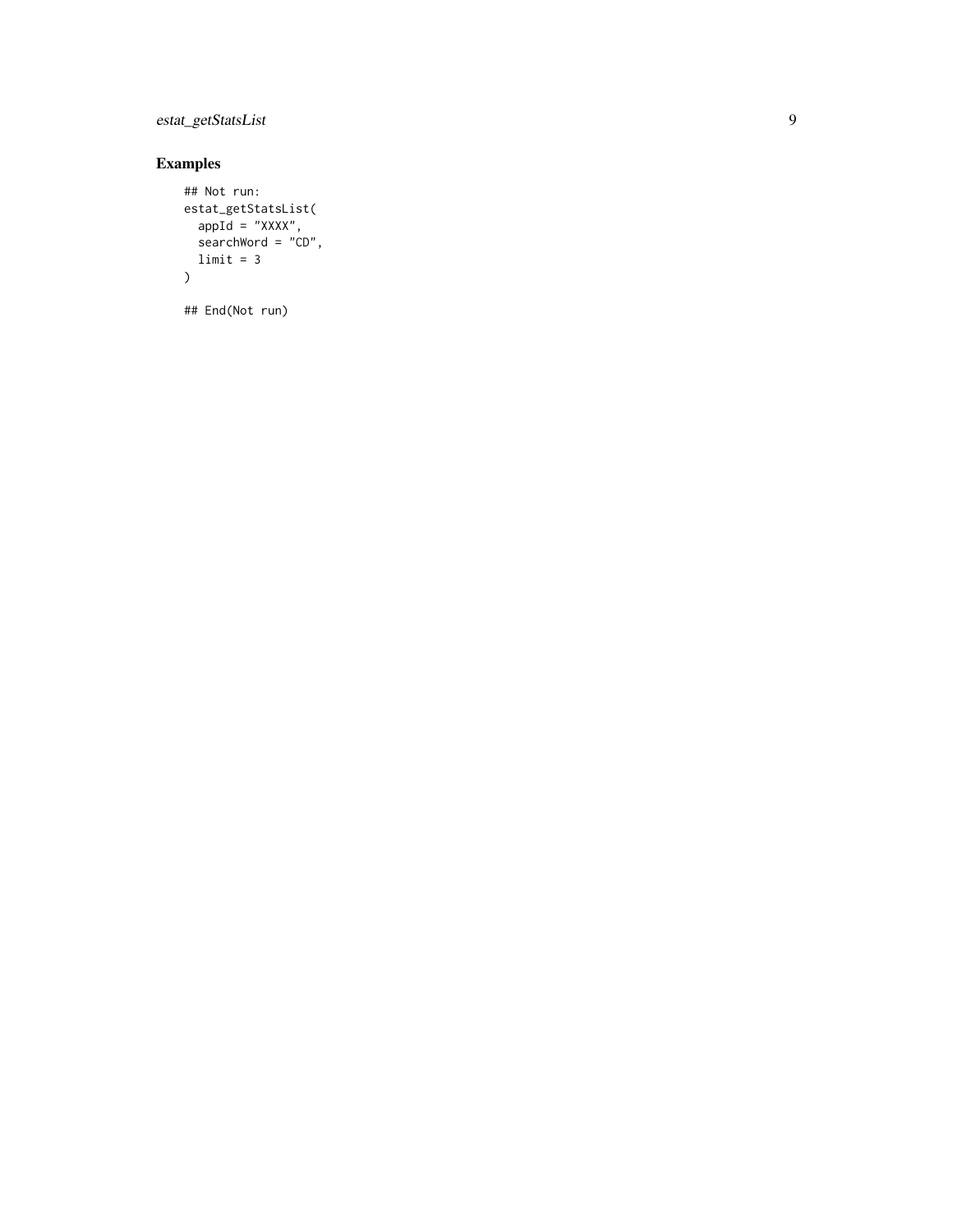## Examples

```
## Not run:
estat_getStatsList(
  appId = "XXXX",
  searchWord = "CD",
  limit = 3
)

## End(Not run)
```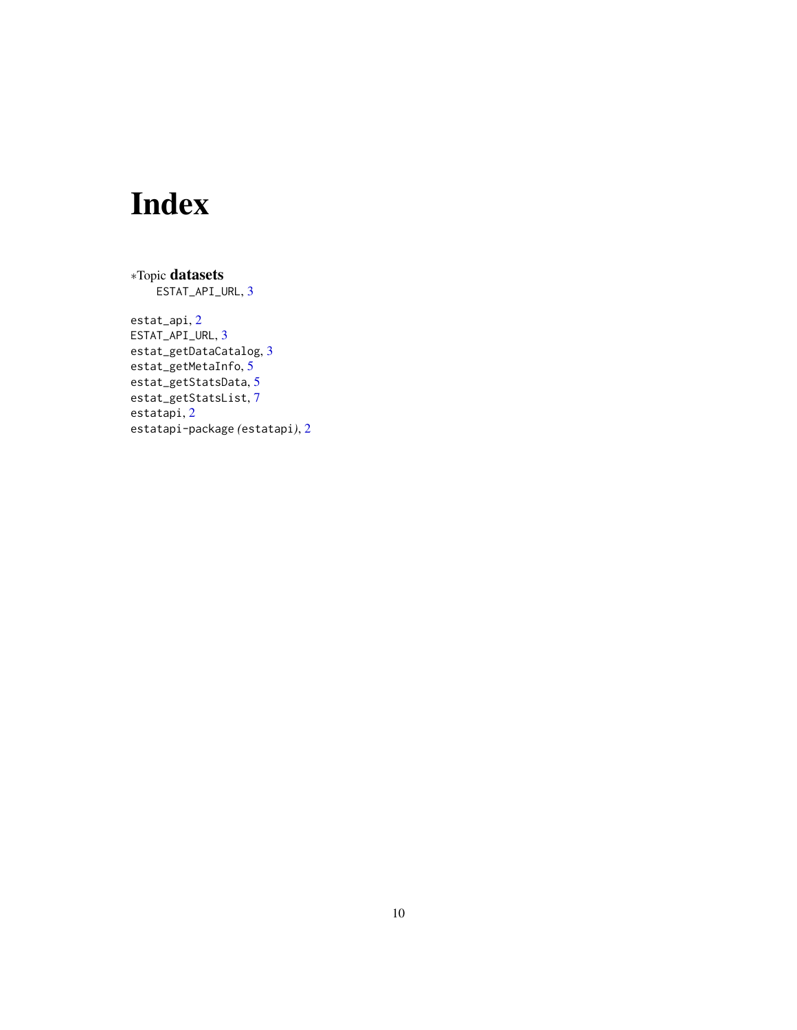# Index

∗Topic **datasets**
    ESTAT_API_URL, 3

estat_api, 2
ESTAT_API_URL, 3
estat_getDataCatalog, 3
estat_getMetaInfo, 5
estat_getStatsData, 5
estat_getStatsList, 7
estatapi, 2
estatapi-package *(*estatapi*)*, 2